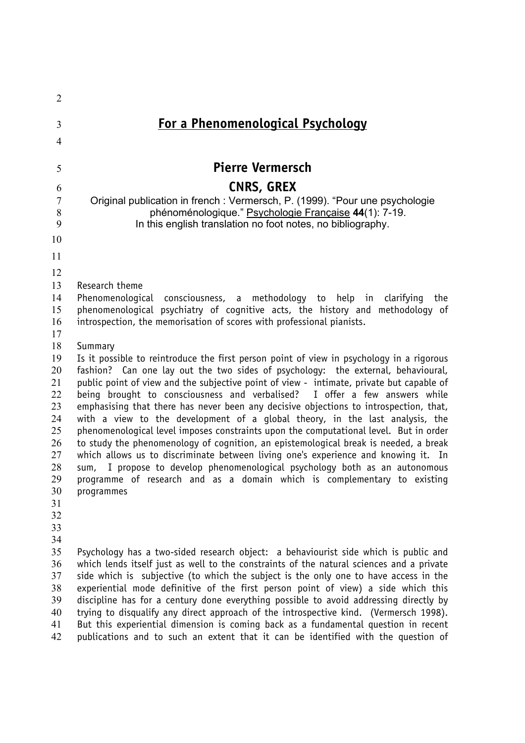# For a Phenomenological Psychology

## Pierre Vermersch

## CNRS, GREX

Original publication in french : Vermersch, P. (1999). "Pour une psychologie phénoménologique." Psychologie Française **44**(1): 7-19.
In this english translation no foot notes, no bibliography.

Research theme
Phenomenological consciousness, a methodology to help in clarifying the phenomenological psychiatry of cognitive acts, the history and methodology of introspection, the memorisation of scores with professional pianists.

Summary
Is it possible to reintroduce the first person point of view in psychology in a rigorous fashion? Can one lay out the two sides of psychology: the external, behavioural, public point of view and the subjective point of view - intimate, private but capable of being brought to consciousness and verbalised? I offer a few answers while emphasising that there has never been any decisive objections to introspection, that, with a view to the development of a global theory, in the last analysis, the phenomenological level imposes constraints upon the computational level. But in order to study the phenomenology of cognition, an epistemological break is needed, a break which allows us to discriminate between living one's experience and knowing it. In sum, I propose to develop phenomenological psychology both as an autonomous programme of research and as a domain which is complementary to existing programmes

Psychology has a two-sided research object: a behaviourist side which is public and which lends itself just as well to the constraints of the natural sciences and a private side which is subjective (to which the subject is the only one to have access in the experiential mode definitive of the first person point of view) a side which this discipline has for a century done everything possible to avoid addressing directly by trying to disqualify any direct approach of the introspective kind. (Vermersch 1998). But this experiential dimension is coming back as a fundamental question in recent publications and to such an extent that it can be identified with the question of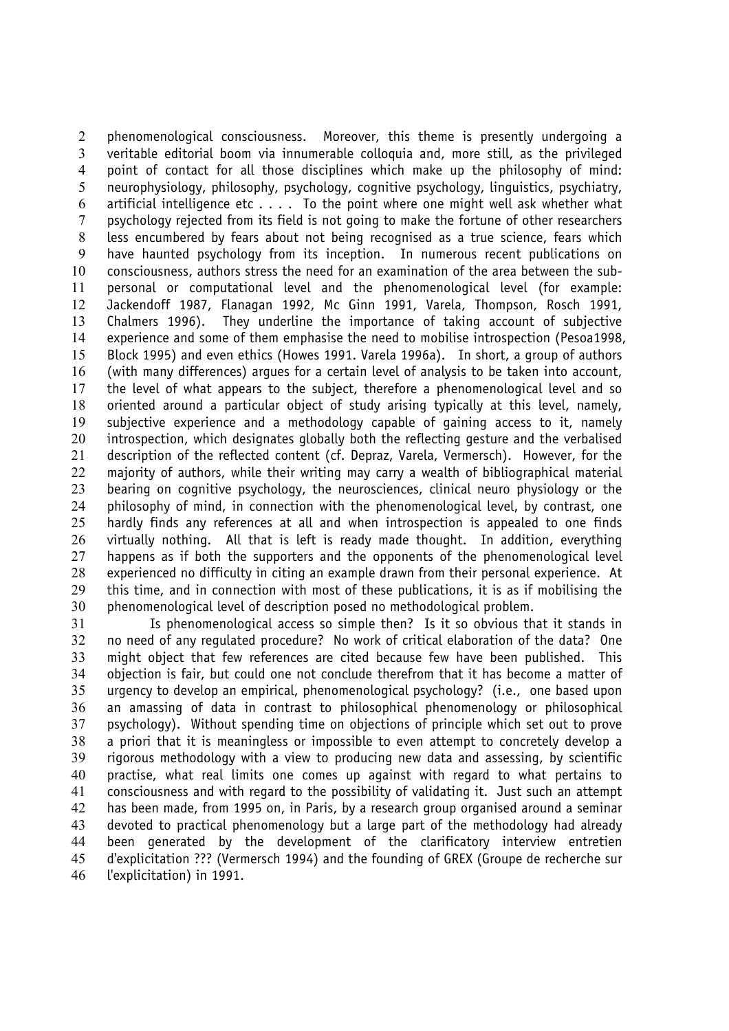phenomenological consciousness. Moreover, this theme is presently undergoing a veritable editorial boom via innumerable colloquia and, more still, as the privileged point of contact for all those disciplines which make up the philosophy of mind: neurophysiology, philosophy, psychology, cognitive psychology, linguistics, psychiatry, artificial intelligence etc . . . . To the point where one might well ask whether what psychology rejected from its field is not going to make the fortune of other researchers less encumbered by fears about not being recognised as a true science, fears which have haunted psychology from its inception. In numerous recent publications on consciousness, authors stress the need for an examination of the area between the sub-personal or computational level and the phenomenological level (for example: Jackendoff 1987, Flanagan 1992, Mc Ginn 1991, Varela, Thompson, Rosch 1991, Chalmers 1996). They underline the importance of taking account of subjective experience and some of them emphasise the need to mobilise introspection (Pesoa1998, Block 1995) and even ethics (Howes 1991. Varela 1996a). In short, a group of authors (with many differences) argues for a certain level of analysis to be taken into account, the level of what appears to the subject, therefore a phenomenological level and so oriented around a particular object of study arising typically at this level, namely, subjective experience and a methodology capable of gaining access to it, namely introspection, which designates globally both the reflecting gesture and the verbalised description of the reflected content (cf. Depraz, Varela, Vermersch). However, for the majority of authors, while their writing may carry a wealth of bibliographical material bearing on cognitive psychology, the neurosciences, clinical neuro physiology or the philosophy of mind, in connection with the phenomenological level, by contrast, one hardly finds any references at all and when introspection is appealed to one finds virtually nothing. All that is left is ready made thought. In addition, everything happens as if both the supporters and the opponents of the phenomenological level experienced no difficulty in citing an example drawn from their personal experience. At this time, and in connection with most of these publications, it is as if mobilising the phenomenological level of description posed no methodological problem.

Is phenomenological access so simple then? Is it so obvious that it stands in no need of any regulated procedure? No work of critical elaboration of the data? One might object that few references are cited because few have been published. This objection is fair, but could one not conclude therefrom that it has become a matter of urgency to develop an empirical, phenomenological psychology? (i.e., one based upon an amassing of data in contrast to philosophical phenomenology or philosophical psychology). Without spending time on objections of principle which set out to prove a priori that it is meaningless or impossible to even attempt to concretely develop a rigorous methodology with a view to producing new data and assessing, by scientific practise, what real limits one comes up against with regard to what pertains to consciousness and with regard to the possibility of validating it. Just such an attempt has been made, from 1995 on, in Paris, by a research group organised around a seminar devoted to practical phenomenology but a large part of the methodology had already been generated by the development of the clarificatory interview entretien d'explicitation ??? (Vermersch 1994) and the founding of GREX (Groupe de recherche sur l'explicitation) in 1991.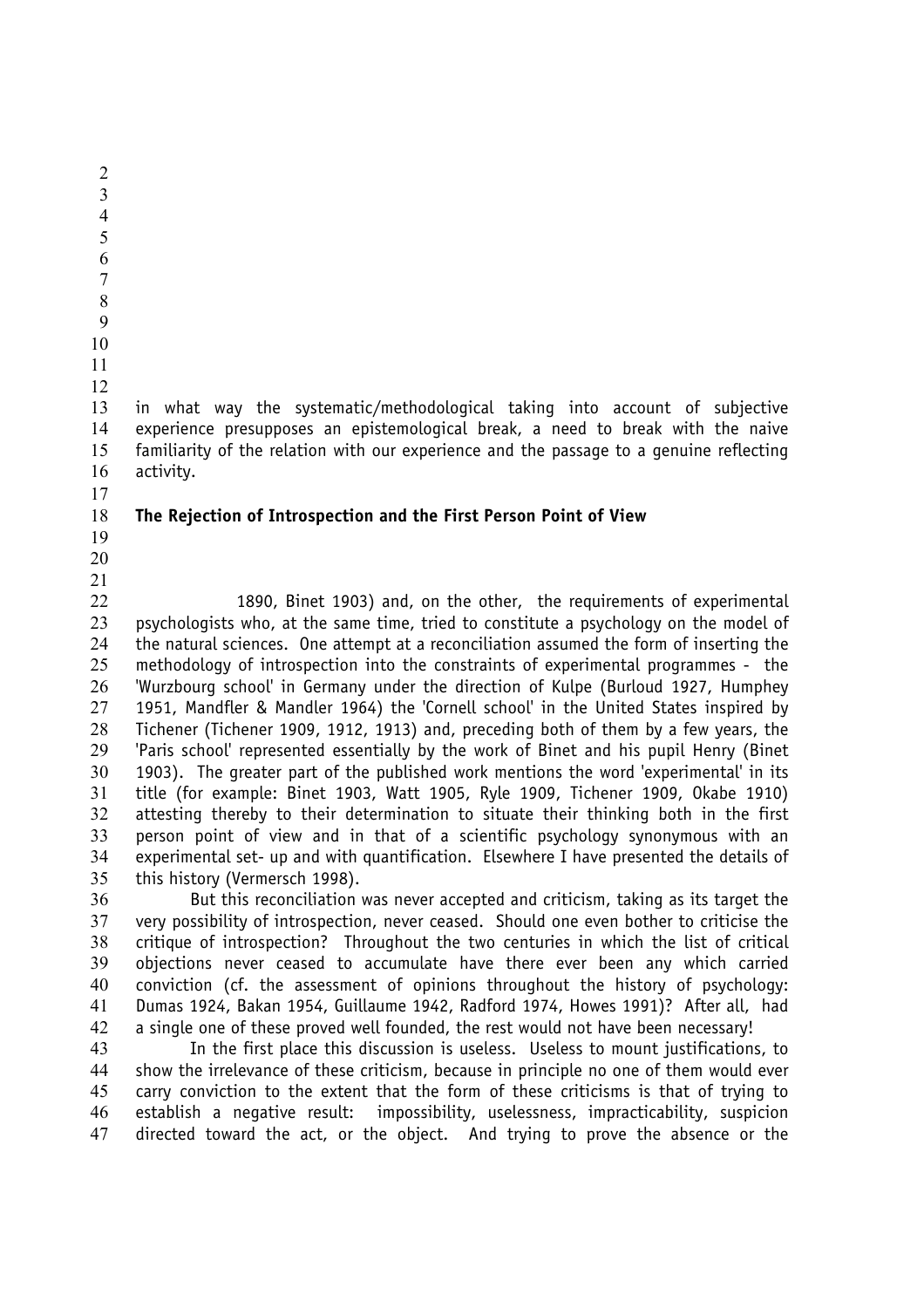in what way the systematic/methodological taking into account of subjective experience presupposes an epistemological break, a need to break with the naive familiarity of the relation with our experience and the passage to a genuine reflecting activity.

## The Rejection of Introspection and the First Person Point of View

1890, Binet 1903) and, on the other, the requirements of experimental psychologists who, at the same time, tried to constitute a psychology on the model of the natural sciences. One attempt at a reconciliation assumed the form of inserting the methodology of introspection into the constraints of experimental programmes - the 'Wurzbourg school' in Germany under the direction of Kulpe (Burloud 1927, Humphey 1951, Mandfler & Mandler 1964) the 'Cornell school' in the United States inspired by Tichener (Tichener 1909, 1912, 1913) and, preceding both of them by a few years, the 'Paris school' represented essentially by the work of Binet and his pupil Henry (Binet 1903). The greater part of the published work mentions the word 'experimental' in its title (for example: Binet 1903, Watt 1905, Ryle 1909, Tichener 1909, Okabe 1910) attesting thereby to their determination to situate their thinking both in the first person point of view and in that of a scientific psychology synonymous with an experimental set- up and with quantification. Elsewhere I have presented the details of this history (Vermersch 1998).

But this reconciliation was never accepted and criticism, taking as its target the very possibility of introspection, never ceased. Should one even bother to criticise the critique of introspection? Throughout the two centuries in which the list of critical objections never ceased to accumulate have there ever been any which carried conviction (cf. the assessment of opinions throughout the history of psychology: Dumas 1924, Bakan 1954, Guillaume 1942, Radford 1974, Howes 1991)? After all, had a single one of these proved well founded, the rest would not have been necessary!

In the first place this discussion is useless. Useless to mount justifications, to show the irrelevance of these criticism, because in principle no one of them would ever carry conviction to the extent that the form of these criticisms is that of trying to establish a negative result: impossibility, uselessness, impracticability, suspicion directed toward the act, or the object. And trying to prove the absence or the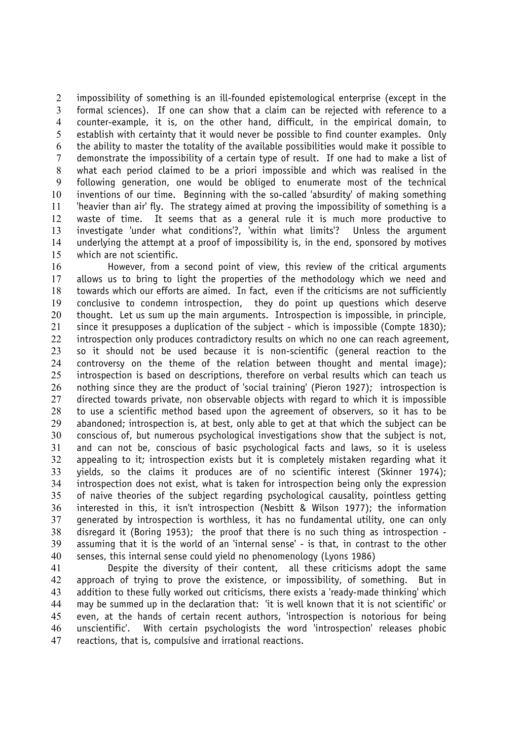impossibility of something is an ill-founded epistemological enterprise (except in the formal sciences). If one can show that a claim can be rejected with reference to a counter-example, it is, on the other hand, difficult, in the empirical domain, to establish with certainty that it would never be possible to find counter examples. Only the ability to master the totality of the available possibilities would make it possible to demonstrate the impossibility of a certain type of result. If one had to make a list of what each period claimed to be a priori impossible and which was realised in the following generation, one would be obliged to enumerate most of the technical inventions of our time. Beginning with the so-called 'absurdity' of making something 'heavier than air' fly. The strategy aimed at proving the impossibility of something is a waste of time. It seems that as a general rule it is much more productive to investigate 'under what conditions'?, 'within what limits'? Unless the argument underlying the attempt at a proof of impossibility is, in the end, sponsored by motives which are not scientific.

However, from a second point of view, this review of the critical arguments allows us to bring to light the properties of the methodology which we need and towards which our efforts are aimed. In fact, even if the criticisms are not sufficiently conclusive to condemn introspection, they do point up questions which deserve thought. Let us sum up the main arguments. Introspection is impossible, in principle, since it presupposes a duplication of the subject - which is impossible (Compte 1830); introspection only produces contradictory results on which no one can reach agreement, so it should not be used because it is non-scientific (general reaction to the controversy on the theme of the relation between thought and mental image); introspection is based on descriptions, therefore on verbal results which can teach us nothing since they are the product of 'social training' (Pieron 1927); introspection is directed towards private, non observable objects with regard to which it is impossible to use a scientific method based upon the agreement of observers, so it has to be abandoned; introspection is, at best, only able to get at that which the subject can be conscious of, but numerous psychological investigations show that the subject is not, and can not be, conscious of basic psychological facts and laws, so it is useless appealing to it; introspection exists but it is completely mistaken regarding what it yields, so the claims it produces are of no scientific interest (Skinner 1974); introspection does not exist, what is taken for introspection being only the expression of naive theories of the subject regarding psychological causality, pointless getting interested in this, it isn't introspection (Nesbitt & Wilson 1977); the information generated by introspection is worthless, it has no fundamental utility, one can only disregard it (Boring 1953); the proof that there is no such thing as introspection - assuming that it is the world of an 'internal sense' - is that, in contrast to the other senses, this internal sense could yield no phenomenology (Lyons 1986)

Despite the diversity of their content, all these criticisms adopt the same approach of trying to prove the existence, or impossibility, of something. But in addition to these fully worked out criticisms, there exists a 'ready-made thinking' which may be summed up in the declaration that: 'it is well known that it is not scientific' or even, at the hands of certain recent authors, 'introspection is notorious for being unscientific'. With certain psychologists the word 'introspection' releases phobic reactions, that is, compulsive and irrational reactions.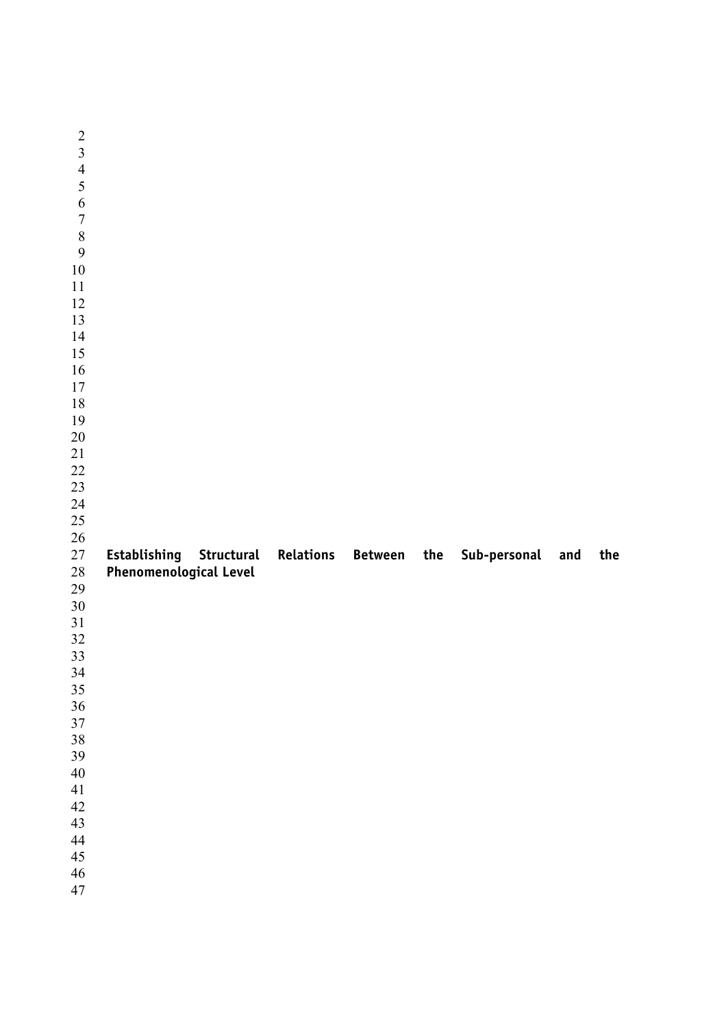# Establishing Structural Relations Between the Sub-personal and the Phenomenological Level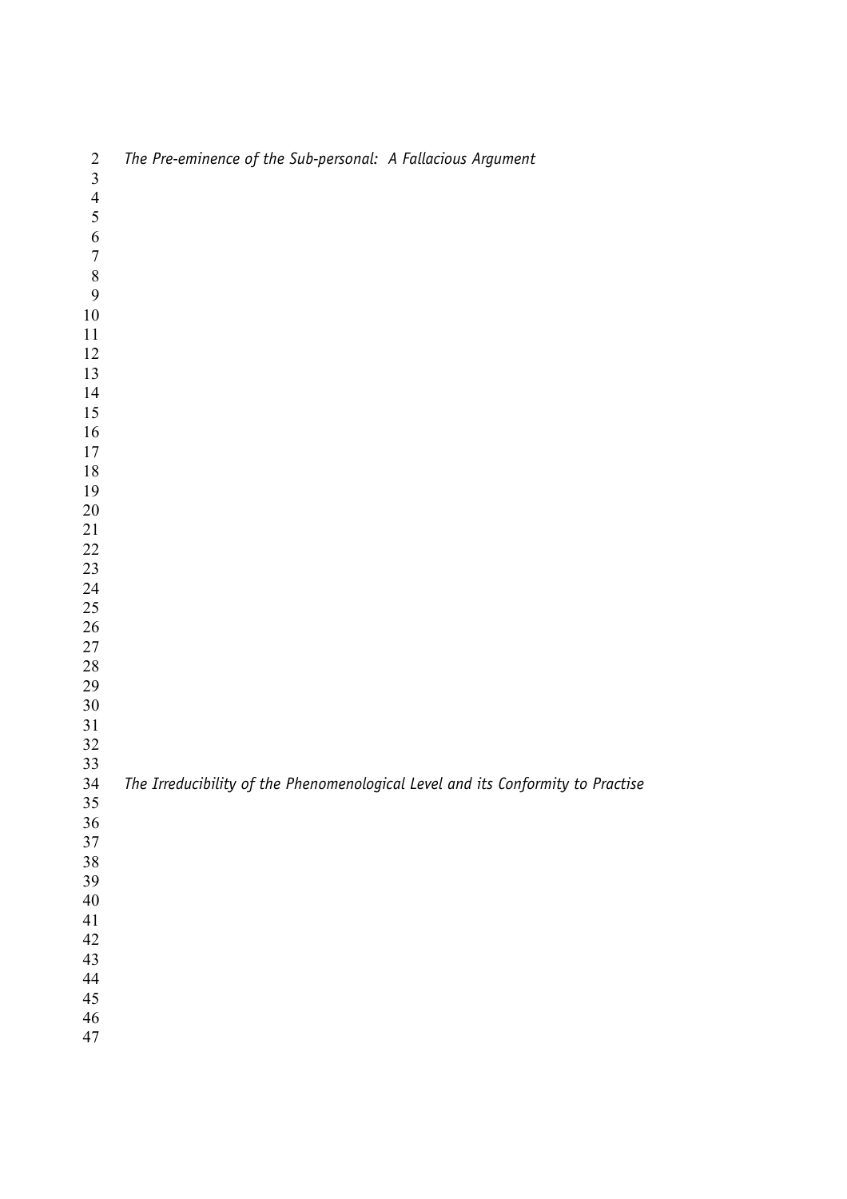## *The Pre-eminence of the Sub-personal: A Fallacious Argument*

## *The Irreducibility of the Phenomenological Level and its Conformity to Practise*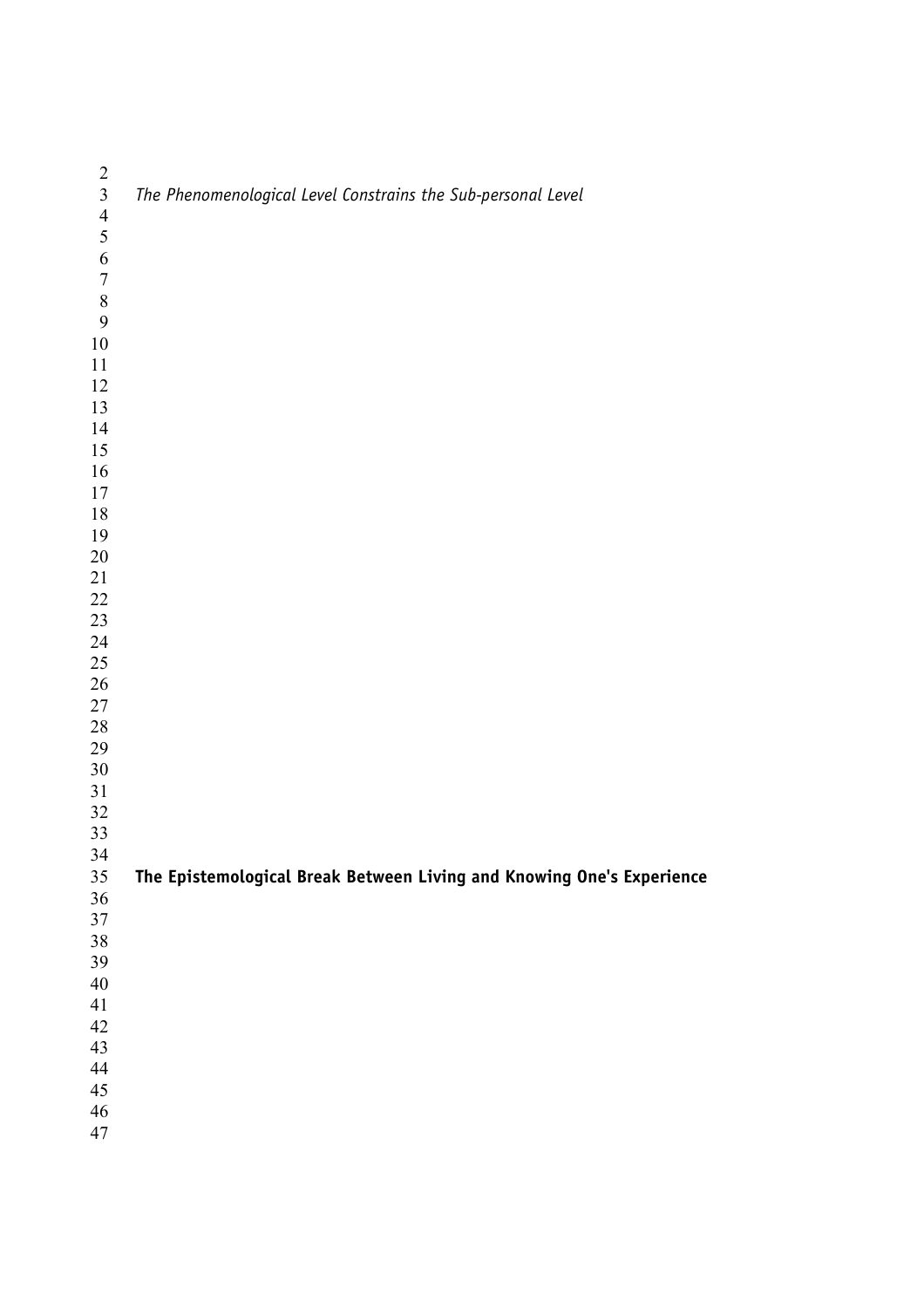## The Epistemological Break Between Living and Knowing One's Experience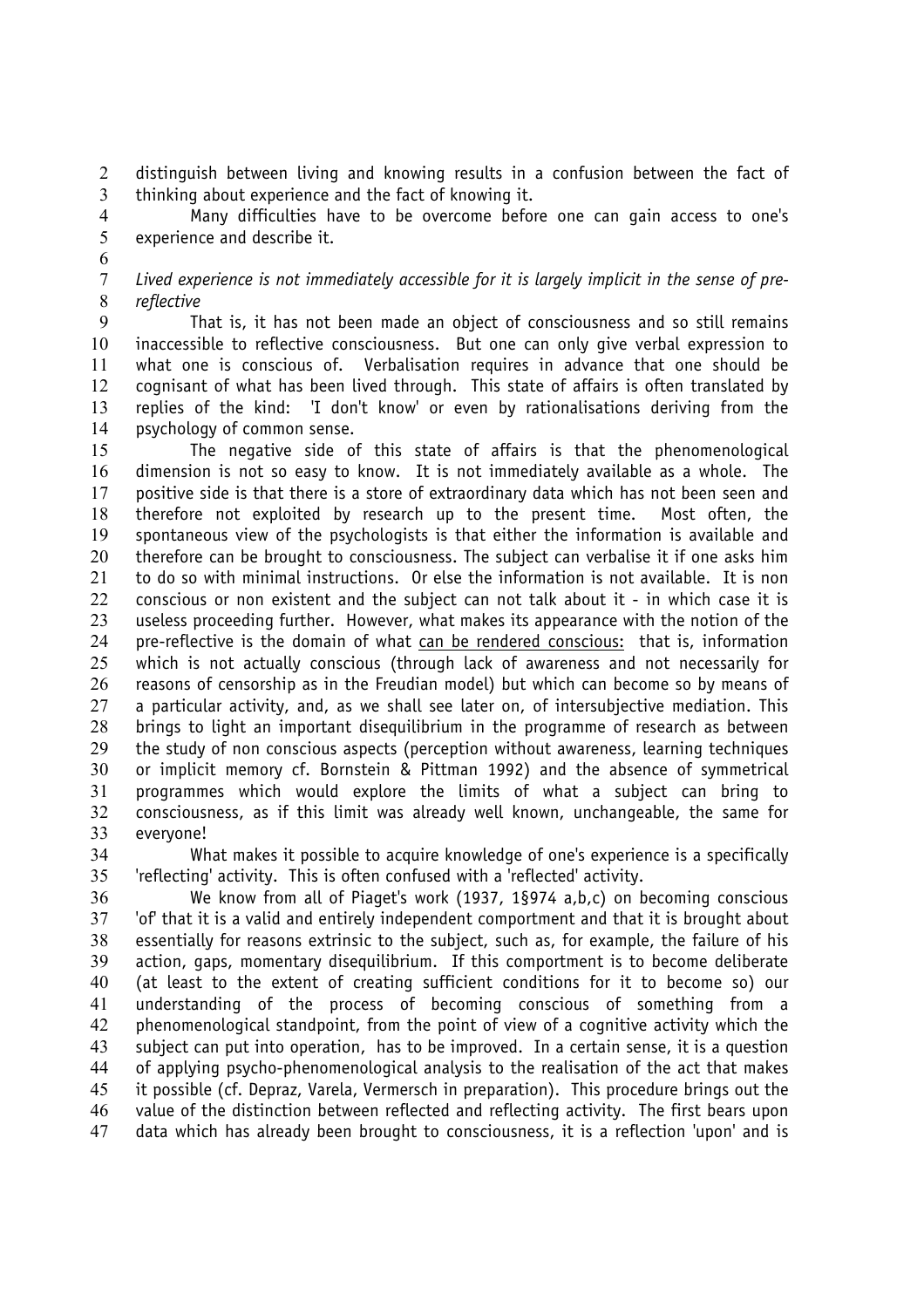distinguish between living and knowing results in a confusion between the fact of thinking about experience and the fact of knowing it.

Many difficulties have to be overcome before one can gain access to one's experience and describe it.

*Lived experience is not immediately accessible for it is largely implicit in the sense of pre-reflective*

That is, it has not been made an object of consciousness and so still remains inaccessible to reflective consciousness. But one can only give verbal expression to what one is conscious of. Verbalisation requires in advance that one should be cognisant of what has been lived through. This state of affairs is often translated by replies of the kind: 'I don't know' or even by rationalisations deriving from the psychology of common sense.

The negative side of this state of affairs is that the phenomenological dimension is not so easy to know. It is not immediately available as a whole. The positive side is that there is a store of extraordinary data which has not been seen and therefore not exploited by research up to the present time. Most often, the spontaneous view of the psychologists is that either the information is available and therefore can be brought to consciousness. The subject can verbalise it if one asks him to do so with minimal instructions. Or else the information is not available. It is non conscious or non existent and the subject can not talk about it - in which case it is useless proceeding further. However, what makes its appearance with the notion of the pre-reflective is the domain of what <u>can be rendered conscious:</u> that is, information which is not actually conscious (through lack of awareness and not necessarily for reasons of censorship as in the Freudian model) but which can become so by means of a particular activity, and, as we shall see later on, of intersubjective mediation. This brings to light an important disequilibrium in the programme of research as between the study of non conscious aspects (perception without awareness, learning techniques or implicit memory cf. Bornstein & Pittman 1992) and the absence of symmetrical programmes which would explore the limits of what a subject can bring to consciousness, as if this limit was already well known, unchangeable, the same for everyone!

What makes it possible to acquire knowledge of one's experience is a specifically 'reflecting' activity. This is often confused with a 'reflected' activity.

We know from all of Piaget's work (1937, 1§974 a,b,c) on becoming conscious 'of' that it is a valid and entirely independent comportment and that it is brought about essentially for reasons extrinsic to the subject, such as, for example, the failure of his action, gaps, momentary disequilibrium. If this comportment is to become deliberate (at least to the extent of creating sufficient conditions for it to become so) our understanding of the process of becoming conscious of something from a phenomenological standpoint, from the point of view of a cognitive activity which the subject can put into operation, has to be improved. In a certain sense, it is a question of applying psycho-phenomenological analysis to the realisation of the act that makes it possible (cf. Depraz, Varela, Vermersch in preparation). This procedure brings out the value of the distinction between reflected and reflecting activity. The first bears upon data which has already been brought to consciousness, it is a reflection 'upon' and is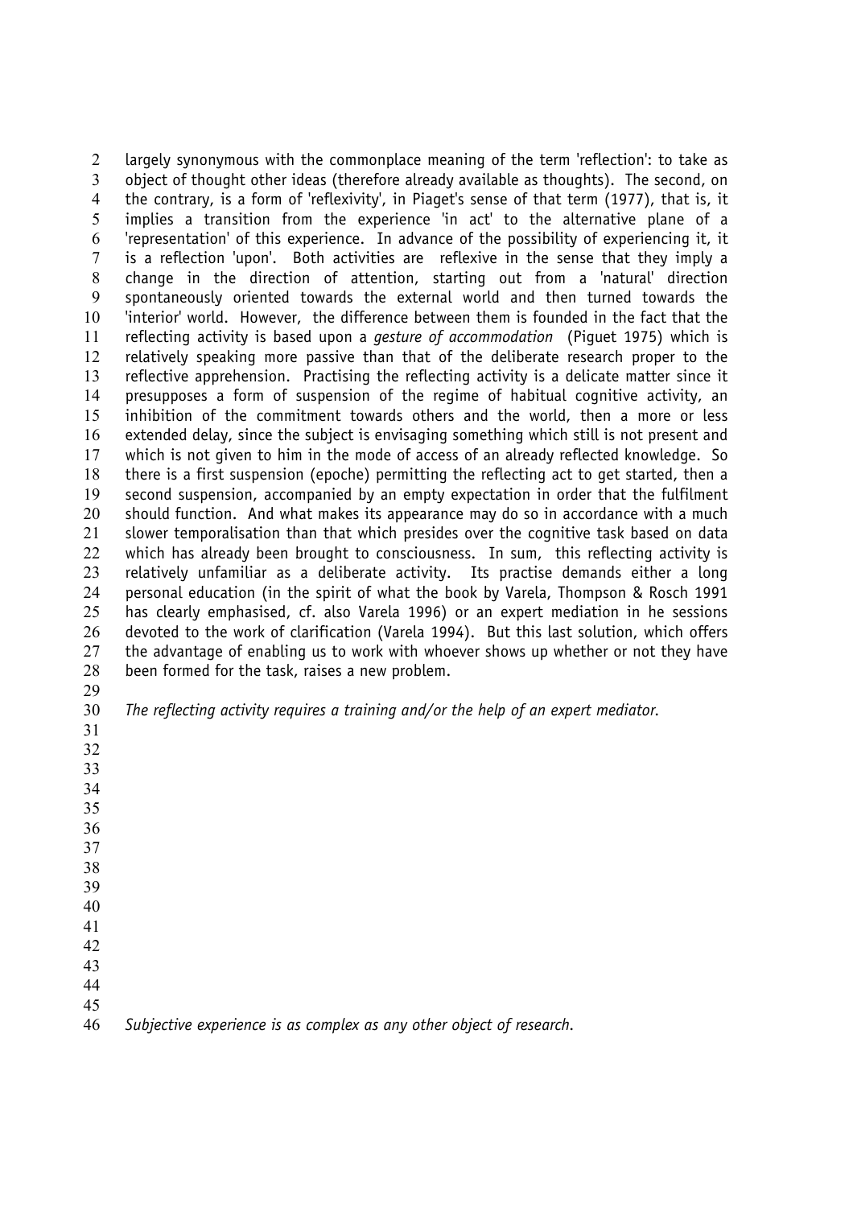largely synonymous with the commonplace meaning of the term 'reflection': to take as object of thought other ideas (therefore already available as thoughts). The second, on the contrary, is a form of 'reflexivity', in Piaget's sense of that term (1977), that is, it implies a transition from the experience 'in act' to the alternative plane of a 'representation' of this experience. In advance of the possibility of experiencing it, it is a reflection 'upon'. Both activities are reflexive in the sense that they imply a change in the direction of attention, starting out from a 'natural' direction spontaneously oriented towards the external world and then turned towards the 'interior' world. However, the difference between them is founded in the fact that the reflecting activity is based upon a *gesture of accommodation* (Piguet 1975) which is relatively speaking more passive than that of the deliberate research proper to the reflective apprehension. Practising the reflecting activity is a delicate matter since it presupposes a form of suspension of the regime of habitual cognitive activity, an inhibition of the commitment towards others and the world, then a more or less extended delay, since the subject is envisaging something which still is not present and which is not given to him in the mode of access of an already reflected knowledge. So there is a first suspension (epoche) permitting the reflecting act to get started, then a second suspension, accompanied by an empty expectation in order that the fulfilment should function. And what makes its appearance may do so in accordance with a much slower temporalisation than that which presides over the cognitive task based on data which has already been brought to consciousness. In sum, this reflecting activity is relatively unfamiliar as a deliberate activity. Its practise demands either a long personal education (in the spirit of what the book by Varela, Thompson & Rosch 1991 has clearly emphasised, cf. also Varela 1996) or an expert mediation in he sessions devoted to the work of clarification (Varela 1994). But this last solution, which offers the advantage of enabling us to work with whoever shows up whether or not they have been formed for the task, raises a new problem.

*The reflecting activity requires a training and/or the help of an expert mediator.*

*Subjective experience is as complex as any other object of research.*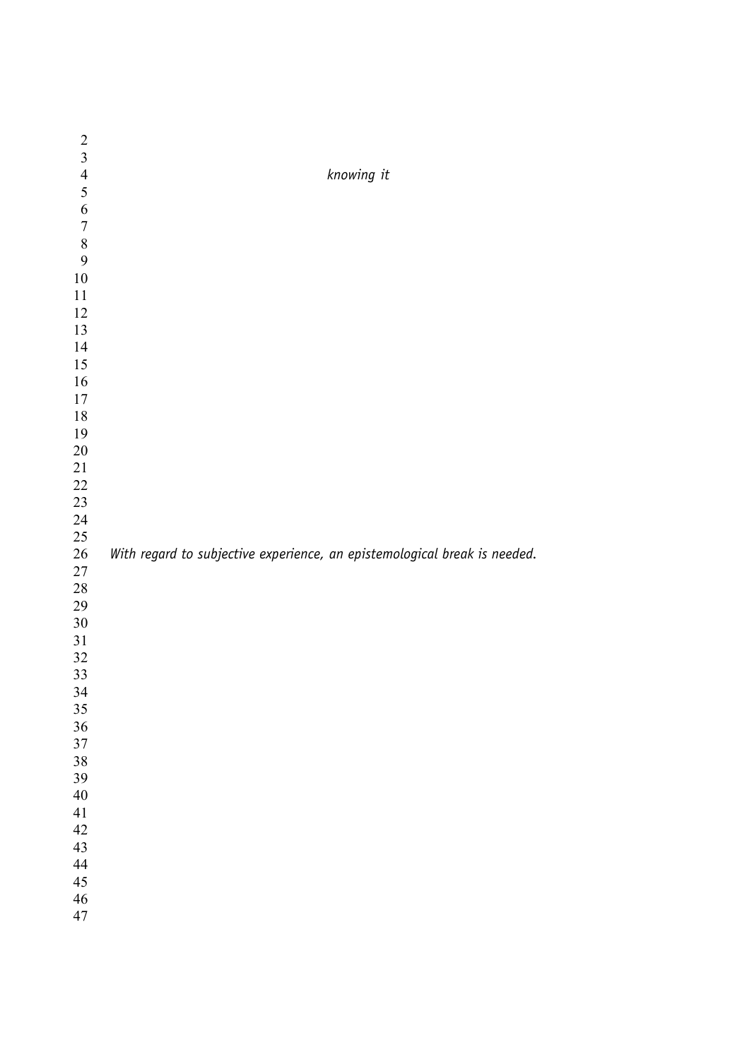*knowing it*

*With regard to subjective experience, an epistemological break is needed.*